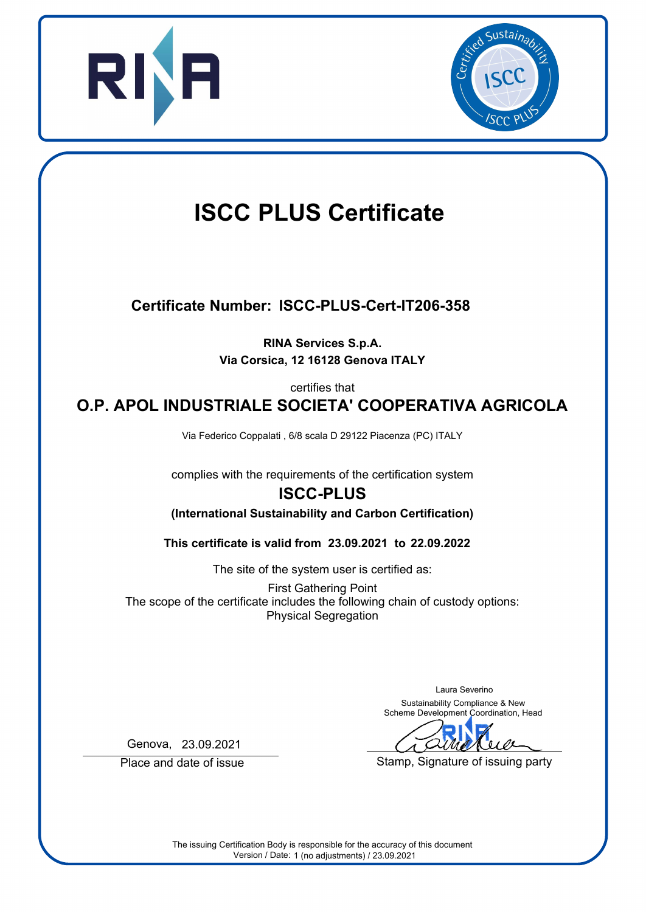# ISCC PLUS Certificate

## Certificate Number: ISCC-PLUS-Cert-IT206-358

**RINA Services S.p.A.**
**Via Corsica, 12 16128 Genova ITALY**

certifies that

## O.P. APOL INDUSTRIALE SOCIETA' COOPERATIVA AGRICOLA

Via Federico Coppalati , 6/8 scala D 29122 Piacenza (PC) ITALY

complies with the requirements of the certification system

## ISCC-PLUS

**(International Sustainability and Carbon Certification)**

**This certificate is valid from 23.09.2021 to 22.09.2022**

The site of the system user is certified as:

First Gathering Point

The scope of the certificate includes the following chain of custody options:

Physical Segregation

Genova, 23.09.2021

Place and date of issue

Laura Severino

Sustainability Compliance & New Scheme Development Coordination, Head

Stamp, Signature of issuing party

The issuing Certification Body is responsible for the accuracy of this document

Version / Date: 1 (no adjustments) / 23.09.2021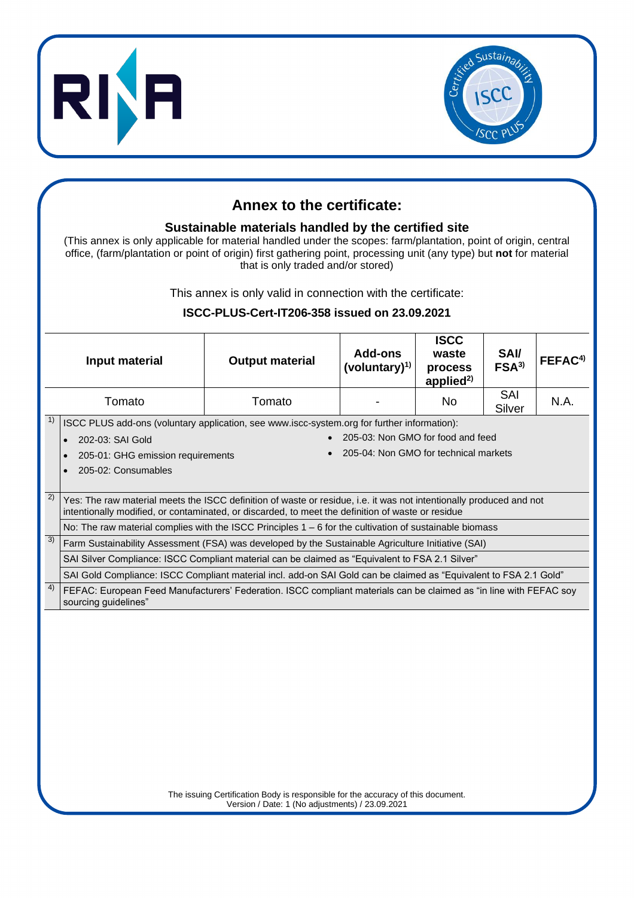# Annex to the certificate:

## Sustainable materials handled by the certified site

(This annex is only applicable for material handled under the scopes: farm/plantation, point of origin, central office, (farm/plantation or point of origin) first gathering point, processing unit (any type) but **not** for material that is only traded and/or stored)

This annex is only valid in connection with the certificate:

**ISCC-PLUS-Cert-IT206-358 issued on 23.09.2021**

| Input material | Output material | Add-ons (voluntary)[1] | ISCC waste process applied[2] | SAI/ FSA[3] | FEFAC[4] |
|---|---|---|---|---|---|
| Tomato | Tomato | - | No | SAI Silver | N.A. |

[1] ISCC PLUS add-ons (voluntary application, see www.iscc-system.org for further information):

- 202-03: SAI Gold
- 205-01: GHG emission requirements
- 205-02: Consumables
- 205-03: Non GMO for food and feed
- 205-04: Non GMO for technical markets

[2] Yes: The raw material meets the ISCC definition of waste or residue, i.e. it was not intentionally produced and not intentionally modified, or contaminated, or discarded, to meet the definition of waste or residue

No: The raw material complies with the ISCC Principles 1 – 6 for the cultivation of sustainable biomass

[3] Farm Sustainability Assessment (FSA) was developed by the Sustainable Agriculture Initiative (SAI)

SAI Silver Compliance: ISCC Compliant material can be claimed as “Equivalent to FSA 2.1 Silver”

SAI Gold Compliance: ISCC Compliant material incl. add-on SAI Gold can be claimed as “Equivalent to FSA 2.1 Gold”

[4] FEFAC: European Feed Manufacturers’ Federation. ISCC compliant materials can be claimed as “in line with FEFAC soy sourcing guidelines”

The issuing Certification Body is responsible for the accuracy of this document.
Version / Date: 1 (No adjustments) / 23.09.2021